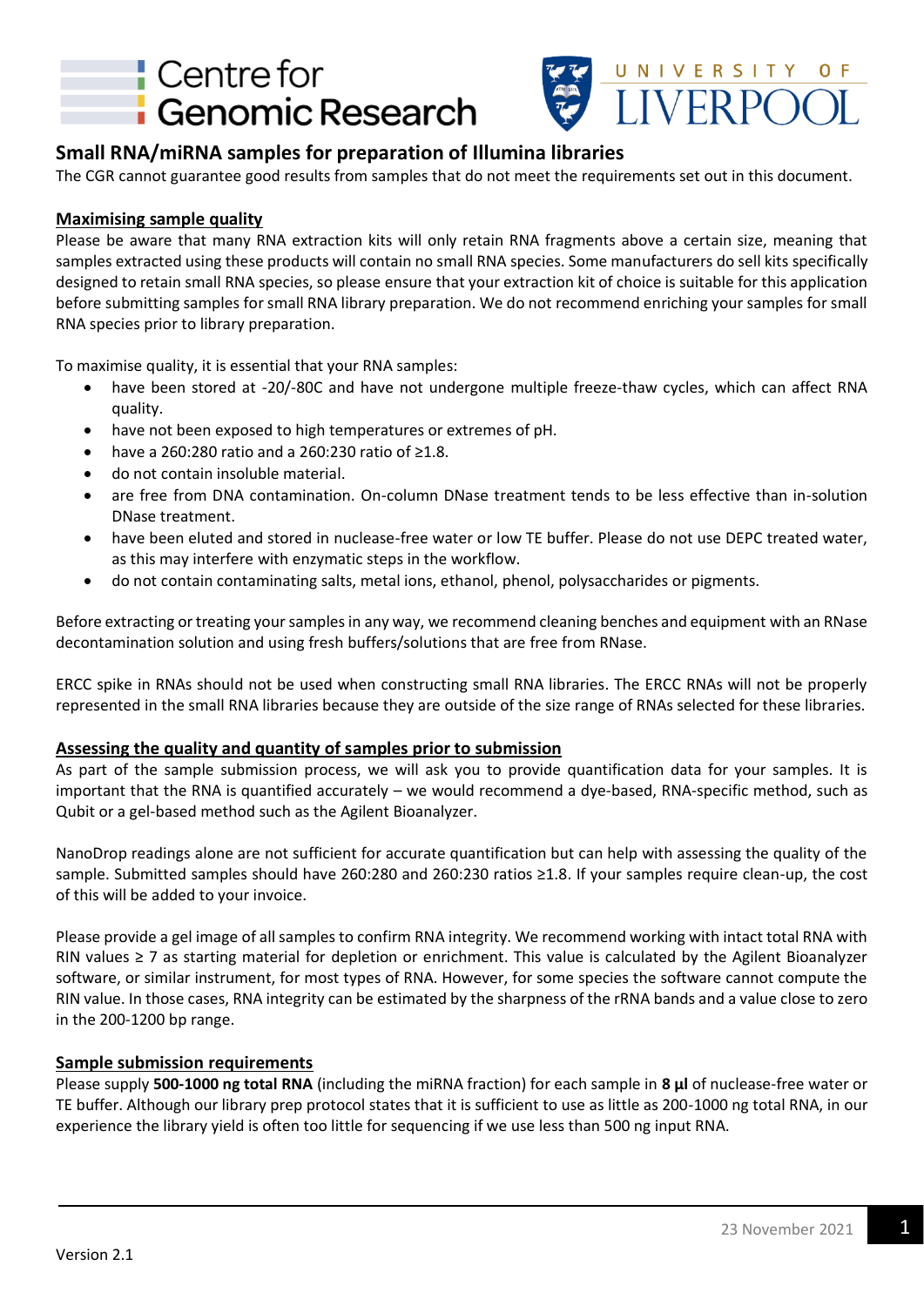# Small RNA/miRNA samples for preparation of Illumina libraries

The CGR cannot guarantee good results from samples that do not meet the requirements set out in this document.

## Maximising sample quality

Please be aware that many RNA extraction kits will only retain RNA fragments above a certain size, meaning that samples extracted using these products will contain no small RNA species. Some manufacturers do sell kits specifically designed to retain small RNA species, so please ensure that your extraction kit of choice is suitable for this application before submitting samples for small RNA library preparation. We do not recommend enriching your samples for small RNA species prior to library preparation.

To maximise quality, it is essential that your RNA samples:

- have been stored at -20/-80C and have not undergone multiple freeze-thaw cycles, which can affect RNA quality.
- have not been exposed to high temperatures or extremes of pH.
- have a 260:280 ratio and a 260:230 ratio of ≥1.8.
- do not contain insoluble material.
- are free from DNA contamination. On-column DNase treatment tends to be less effective than in-solution DNase treatment.
- have been eluted and stored in nuclease-free water or low TE buffer. Please do not use DEPC treated water, as this may interfere with enzymatic steps in the workflow.
- do not contain contaminating salts, metal ions, ethanol, phenol, polysaccharides or pigments.

Before extracting or treating your samples in any way, we recommend cleaning benches and equipment with an RNase decontamination solution and using fresh buffers/solutions that are free from RNase.

ERCC spike in RNAs should not be used when constructing small RNA libraries. The ERCC RNAs will not be properly represented in the small RNA libraries because they are outside of the size range of RNAs selected for these libraries.

## Assessing the quality and quantity of samples prior to submission

As part of the sample submission process, we will ask you to provide quantification data for your samples. It is important that the RNA is quantified accurately – we would recommend a dye-based, RNA-specific method, such as Qubit or a gel-based method such as the Agilent Bioanalyzer.

NanoDrop readings alone are not sufficient for accurate quantification but can help with assessing the quality of the sample. Submitted samples should have 260:280 and 260:230 ratios ≥1.8. If your samples require clean-up, the cost of this will be added to your invoice.

Please provide a gel image of all samples to confirm RNA integrity. We recommend working with intact total RNA with RIN values ≥ 7 as starting material for depletion or enrichment. This value is calculated by the Agilent Bioanalyzer software, or similar instrument, for most types of RNA. However, for some species the software cannot compute the RIN value. In those cases, RNA integrity can be estimated by the sharpness of the rRNA bands and a value close to zero in the 200-1200 bp range.

## Sample submission requirements

Please supply **500-1000 ng total RNA** (including the miRNA fraction) for each sample in **8 µl** of nuclease-free water or TE buffer. Although our library prep protocol states that it is sufficient to use as little as 200-1000 ng total RNA, in our experience the library yield is often too little for sequencing if we use less than 500 ng input RNA.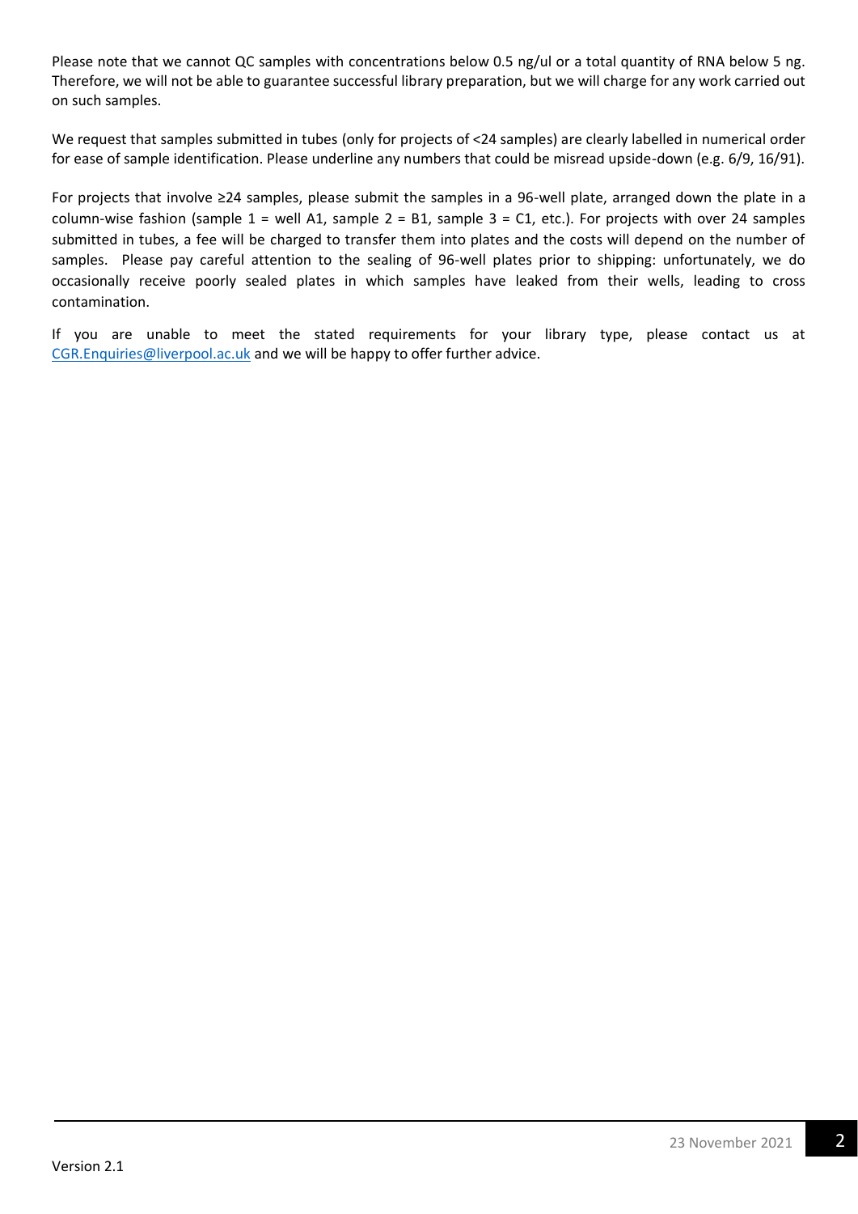Please note that we cannot QC samples with concentrations below 0.5 ng/ul or a total quantity of RNA below 5 ng. Therefore, we will not be able to guarantee successful library preparation, but we will charge for any work carried out on such samples.

We request that samples submitted in tubes (only for projects of <24 samples) are clearly labelled in numerical order for ease of sample identification. Please underline any numbers that could be misread upside-down (e.g. 6/9, 16/91).

For projects that involve ≥24 samples, please submit the samples in a 96-well plate, arranged down the plate in a column-wise fashion (sample 1 = well A1, sample 2 = B1, sample 3 = C1, etc.). For projects with over 24 samples submitted in tubes, a fee will be charged to transfer them into plates and the costs will depend on the number of samples. Please pay careful attention to the sealing of 96-well plates prior to shipping: unfortunately, we do occasionally receive poorly sealed plates in which samples have leaked from their wells, leading to cross contamination.

If you are unable to meet the stated requirements for your library type, please contact us at CGR.Enquiries@liverpool.ac.uk and we will be happy to offer further advice.